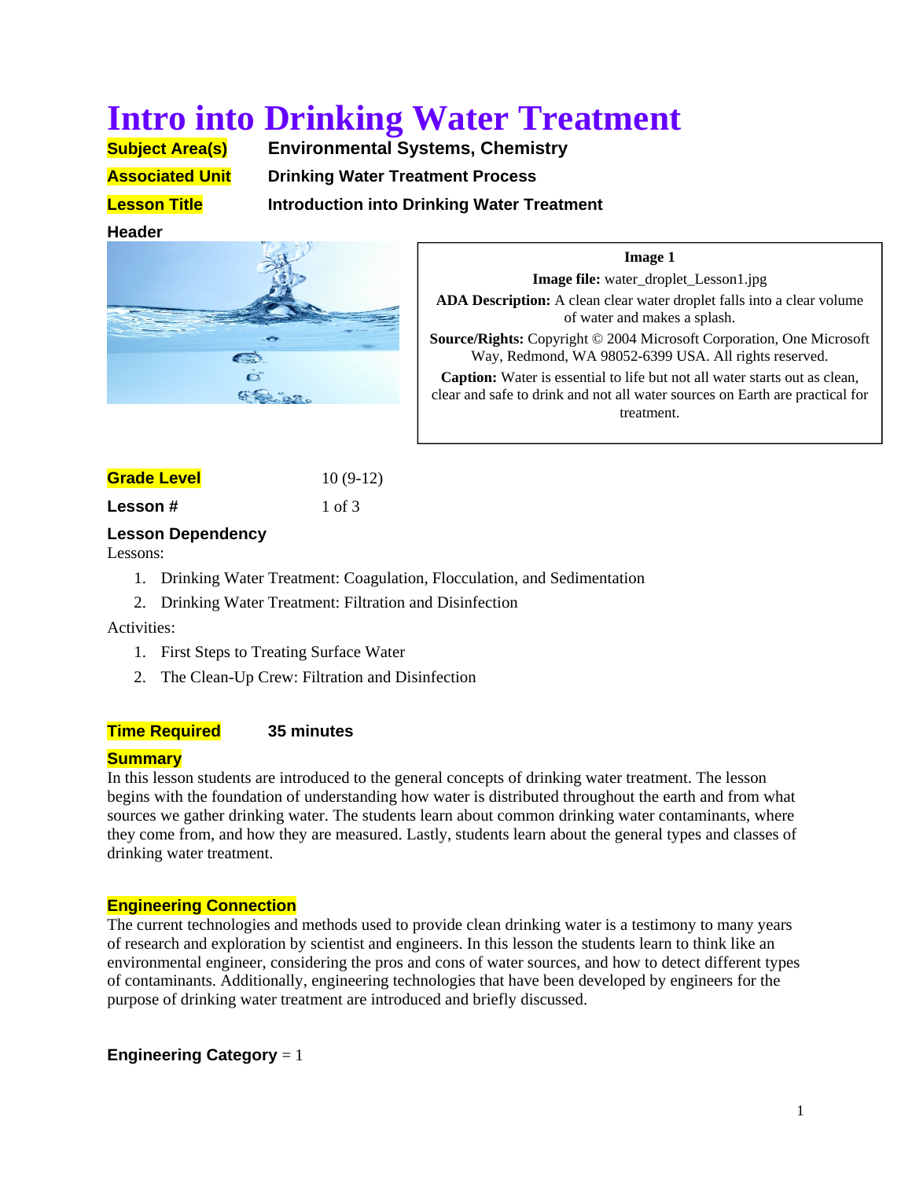# Intro into Drinking Water Treatment

**Subject Area(s)** Environmental Systems, Chemistry

**Associated Unit** Drinking Water Treatment Process

**Lesson Title** Introduction into Drinking Water Treatment

**Header**

**Image 1**

**Image file:** water_droplet_Lesson1.jpg

**ADA Description:** A clean clear water droplet falls into a clear volume of water and makes a splash.

**Source/Rights:** Copyright © 2004 Microsoft Corporation, One Microsoft Way, Redmond, WA 98052-6399 USA. All rights reserved.

**Caption:** Water is essential to life but not all water starts out as clean, clear and safe to drink and not all water sources on Earth are practical for treatment.

**Grade Level** 10 (9-12)

**Lesson #** 1 of 3

**Lesson Dependency**

Lessons:

1. Drinking Water Treatment: Coagulation, Flocculation, and Sedimentation
2. Drinking Water Treatment: Filtration and Disinfection

Activities:

1. First Steps to Treating Surface Water
2. The Clean-Up Crew: Filtration and Disinfection

**Time Required** 35 minutes

**Summary**

In this lesson students are introduced to the general concepts of drinking water treatment. The lesson begins with the foundation of understanding how water is distributed throughout the earth and from what sources we gather drinking water. The students learn about common drinking water contaminants, where they come from, and how they are measured. Lastly, students learn about the general types and classes of drinking water treatment.

**Engineering Connection**

The current technologies and methods used to provide clean drinking water is a testimony to many years of research and exploration by scientist and engineers. In this lesson the students learn to think like an environmental engineer, considering the pros and cons of water sources, and how to detect different types of contaminants. Additionally, engineering technologies that have been developed by engineers for the purpose of drinking water treatment are introduced and briefly discussed.

**Engineering Category** = 1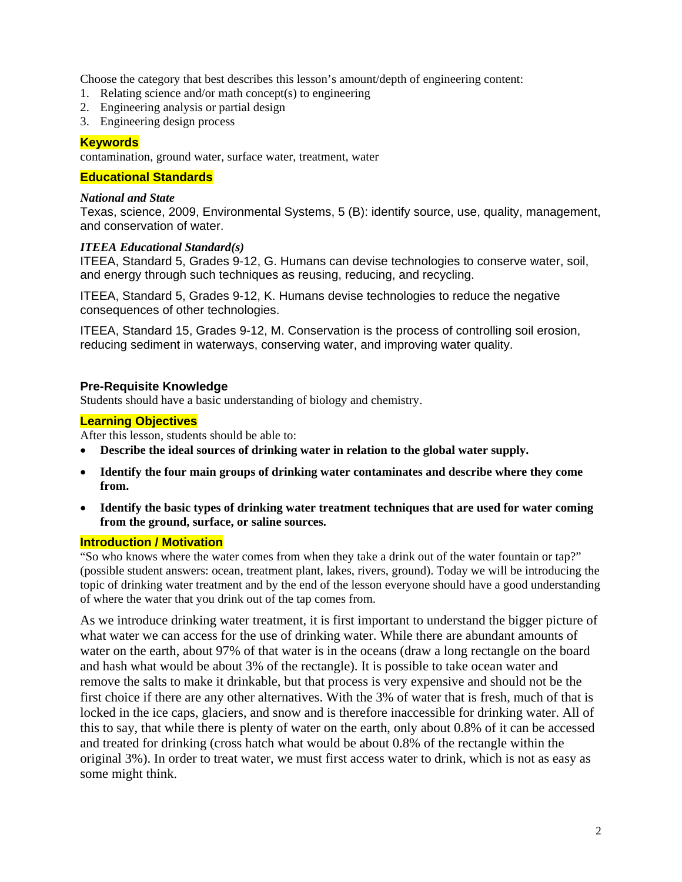Choose the category that best describes this lesson's amount/depth of engineering content:

1. Relating science and/or math concept(s) to engineering
2. Engineering analysis or partial design
3. Engineering design process

## Keywords

contamination, ground water, surface water, treatment, water

## Educational Standards

### *National and State*

Texas, science, 2009, Environmental Systems, 5 (B): identify source, use, quality, management, and conservation of water.

### *ITEEA Educational Standard(s)*

ITEEA, Standard 5, Grades 9-12, G. Humans can devise technologies to conserve water, soil, and energy through such techniques as reusing, reducing, and recycling.

ITEEA, Standard 5, Grades 9-12, K. Humans devise technologies to reduce the negative consequences of other technologies.

ITEEA, Standard 15, Grades 9-12, M. Conservation is the process of controlling soil erosion, reducing sediment in waterways, conserving water, and improving water quality.

## Pre-Requisite Knowledge

Students should have a basic understanding of biology and chemistry.

## Learning Objectives

After this lesson, students should be able to:

- **Describe the ideal sources of drinking water in relation to the global water supply.**
- **Identify the four main groups of drinking water contaminates and describe where they come from.**
- **Identify the basic types of drinking water treatment techniques that are used for water coming from the ground, surface, or saline sources.**

## Introduction / Motivation

"So who knows where the water comes from when they take a drink out of the water fountain or tap?" (possible student answers: ocean, treatment plant, lakes, rivers, ground). Today we will be introducing the topic of drinking water treatment and by the end of the lesson everyone should have a good understanding of where the water that you drink out of the tap comes from.

As we introduce drinking water treatment, it is first important to understand the bigger picture of what water we can access for the use of drinking water. While there are abundant amounts of water on the earth, about 97% of that water is in the oceans (draw a long rectangle on the board and hash what would be about 3% of the rectangle). It is possible to take ocean water and remove the salts to make it drinkable, but that process is very expensive and should not be the first choice if there are any other alternatives. With the 3% of water that is fresh, much of that is locked in the ice caps, glaciers, and snow and is therefore inaccessible for drinking water. All of this to say, that while there is plenty of water on the earth, only about 0.8% of it can be accessed and treated for drinking (cross hatch what would be about 0.8% of the rectangle within the original 3%). In order to treat water, we must first access water to drink, which is not as easy as some might think.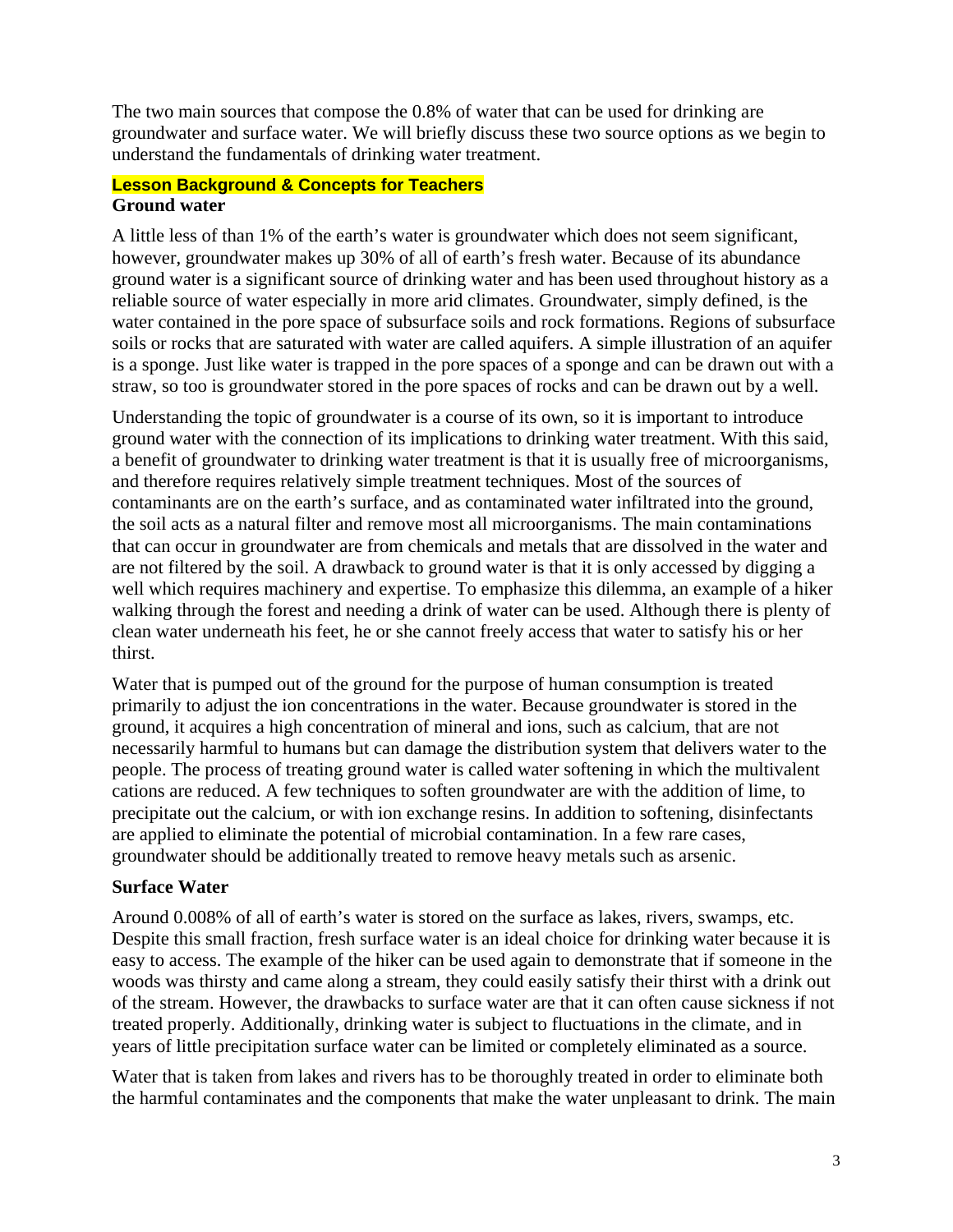The two main sources that compose the 0.8% of water that can be used for drinking are groundwater and surface water. We will briefly discuss these two source options as we begin to understand the fundamentals of drinking water treatment.

## Lesson Background & Concepts for Teachers

### Ground water

A little less of than 1% of the earth's water is groundwater which does not seem significant, however, groundwater makes up 30% of all of earth's fresh water. Because of its abundance ground water is a significant source of drinking water and has been used throughout history as a reliable source of water especially in more arid climates. Groundwater, simply defined, is the water contained in the pore space of subsurface soils and rock formations. Regions of subsurface soils or rocks that are saturated with water are called aquifers. A simple illustration of an aquifer is a sponge. Just like water is trapped in the pore spaces of a sponge and can be drawn out with a straw, so too is groundwater stored in the pore spaces of rocks and can be drawn out by a well.

Understanding the topic of groundwater is a course of its own, so it is important to introduce ground water with the connection of its implications to drinking water treatment. With this said, a benefit of groundwater to drinking water treatment is that it is usually free of microorganisms, and therefore requires relatively simple treatment techniques. Most of the sources of contaminants are on the earth's surface, and as contaminated water infiltrated into the ground, the soil acts as a natural filter and remove most all microorganisms. The main contaminations that can occur in groundwater are from chemicals and metals that are dissolved in the water and are not filtered by the soil. A drawback to ground water is that it is only accessed by digging a well which requires machinery and expertise. To emphasize this dilemma, an example of a hiker walking through the forest and needing a drink of water can be used. Although there is plenty of clean water underneath his feet, he or she cannot freely access that water to satisfy his or her thirst.

Water that is pumped out of the ground for the purpose of human consumption is treated primarily to adjust the ion concentrations in the water. Because groundwater is stored in the ground, it acquires a high concentration of mineral and ions, such as calcium, that are not necessarily harmful to humans but can damage the distribution system that delivers water to the people. The process of treating ground water is called water softening in which the multivalent cations are reduced. A few techniques to soften groundwater are with the addition of lime, to precipitate out the calcium, or with ion exchange resins. In addition to softening, disinfectants are applied to eliminate the potential of microbial contamination. In a few rare cases, groundwater should be additionally treated to remove heavy metals such as arsenic.

### Surface Water

Around 0.008% of all of earth's water is stored on the surface as lakes, rivers, swamps, etc. Despite this small fraction, fresh surface water is an ideal choice for drinking water because it is easy to access. The example of the hiker can be used again to demonstrate that if someone in the woods was thirsty and came along a stream, they could easily satisfy their thirst with a drink out of the stream. However, the drawbacks to surface water are that it can often cause sickness if not treated properly. Additionally, drinking water is subject to fluctuations in the climate, and in years of little precipitation surface water can be limited or completely eliminated as a source.

Water that is taken from lakes and rivers has to be thoroughly treated in order to eliminate both the harmful contaminates and the components that make the water unpleasant to drink. The main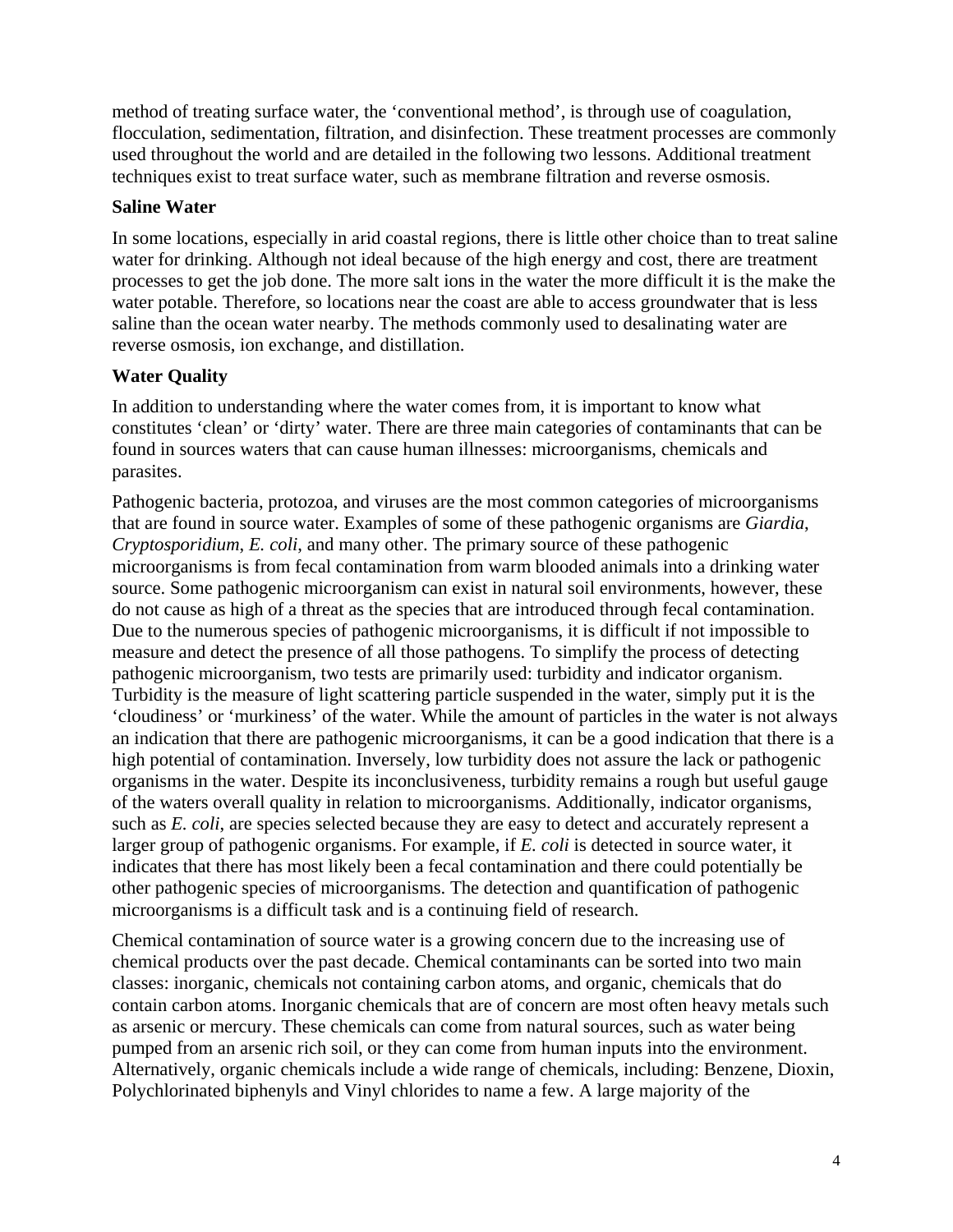method of treating surface water, the 'conventional method', is through use of coagulation, flocculation, sedimentation, filtration, and disinfection. These treatment processes are commonly used throughout the world and are detailed in the following two lessons. Additional treatment techniques exist to treat surface water, such as membrane filtration and reverse osmosis.

**Saline Water**

In some locations, especially in arid coastal regions, there is little other choice than to treat saline water for drinking. Although not ideal because of the high energy and cost, there are treatment processes to get the job done. The more salt ions in the water the more difficult it is the make the water potable. Therefore, so locations near the coast are able to access groundwater that is less saline than the ocean water nearby. The methods commonly used to desalinating water are reverse osmosis, ion exchange, and distillation.

**Water Quality**

In addition to understanding where the water comes from, it is important to know what constitutes 'clean' or 'dirty' water. There are three main categories of contaminants that can be found in sources waters that can cause human illnesses: microorganisms, chemicals and parasites.

Pathogenic bacteria, protozoa, and viruses are the most common categories of microorganisms that are found in source water. Examples of some of these pathogenic organisms are *Giardia*, *Cryptosporidium*, *E. coli*, and many other. The primary source of these pathogenic microorganisms is from fecal contamination from warm blooded animals into a drinking water source. Some pathogenic microorganism can exist in natural soil environments, however, these do not cause as high of a threat as the species that are introduced through fecal contamination. Due to the numerous species of pathogenic microorganisms, it is difficult if not impossible to measure and detect the presence of all those pathogens. To simplify the process of detecting pathogenic microorganism, two tests are primarily used: turbidity and indicator organism. Turbidity is the measure of light scattering particle suspended in the water, simply put it is the 'cloudiness' or 'murkiness' of the water. While the amount of particles in the water is not always an indication that there are pathogenic microorganisms, it can be a good indication that there is a high potential of contamination. Inversely, low turbidity does not assure the lack or pathogenic organisms in the water. Despite its inconclusiveness, turbidity remains a rough but useful gauge of the waters overall quality in relation to microorganisms. Additionally, indicator organisms, such as *E. coli*, are species selected because they are easy to detect and accurately represent a larger group of pathogenic organisms. For example, if *E. coli* is detected in source water, it indicates that there has most likely been a fecal contamination and there could potentially be other pathogenic species of microorganisms. The detection and quantification of pathogenic microorganisms is a difficult task and is a continuing field of research.

Chemical contamination of source water is a growing concern due to the increasing use of chemical products over the past decade. Chemical contaminants can be sorted into two main classes: inorganic, chemicals not containing carbon atoms, and organic, chemicals that do contain carbon atoms. Inorganic chemicals that are of concern are most often heavy metals such as arsenic or mercury. These chemicals can come from natural sources, such as water being pumped from an arsenic rich soil, or they can come from human inputs into the environment. Alternatively, organic chemicals include a wide range of chemicals, including: Benzene, Dioxin, Polychlorinated biphenyls and Vinyl chlorides to name a few. A large majority of the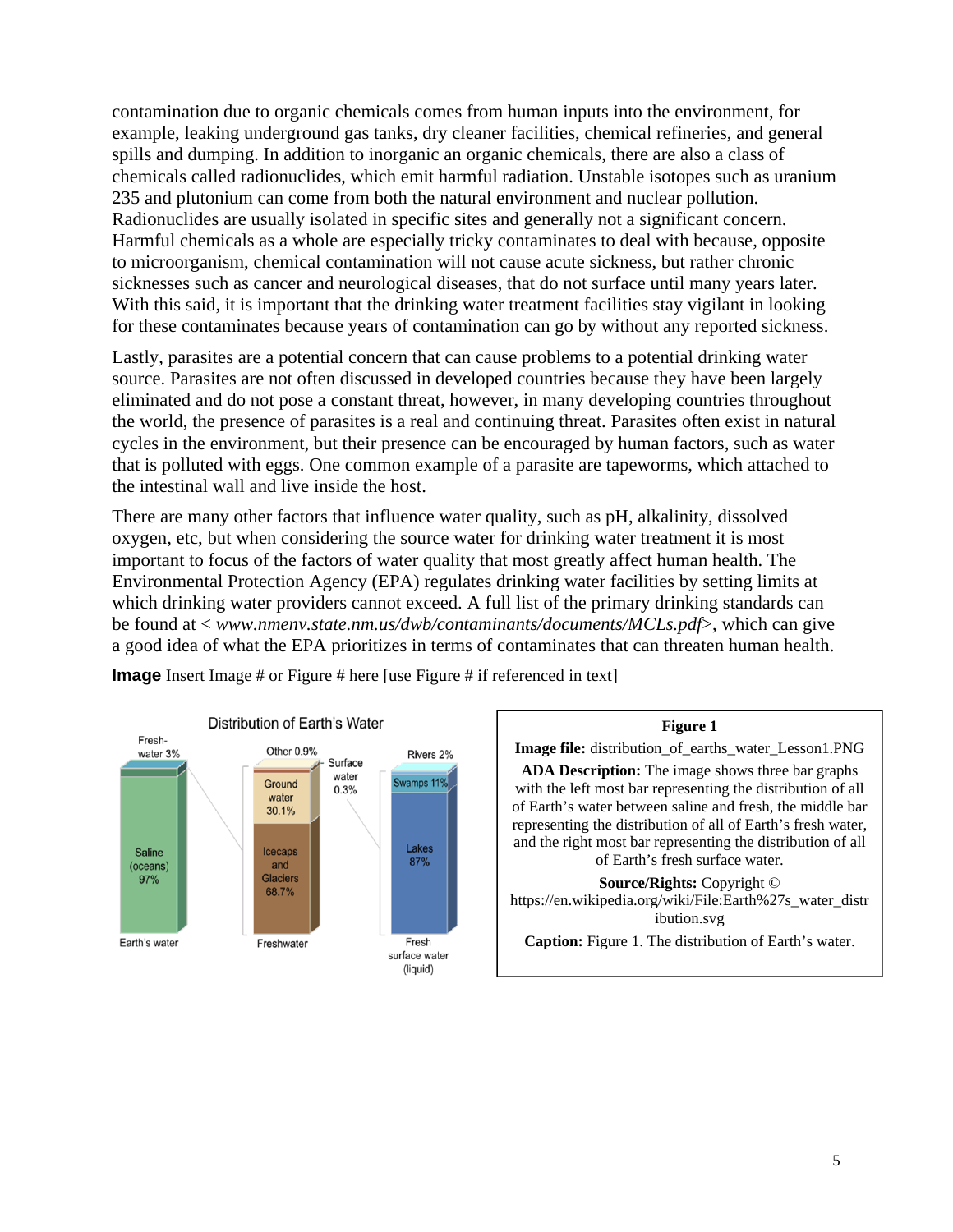contamination due to organic chemicals comes from human inputs into the environment, for example, leaking underground gas tanks, dry cleaner facilities, chemical refineries, and general spills and dumping. In addition to inorganic an organic chemicals, there are also a class of chemicals called radionuclides, which emit harmful radiation. Unstable isotopes such as uranium 235 and plutonium can come from both the natural environment and nuclear pollution. Radionuclides are usually isolated in specific sites and generally not a significant concern. Harmful chemicals as a whole are especially tricky contaminates to deal with because, opposite to microorganism, chemical contamination will not cause acute sickness, but rather chronic sicknesses such as cancer and neurological diseases, that do not surface until many years later. With this said, it is important that the drinking water treatment facilities stay vigilant in looking for these contaminates because years of contamination can go by without any reported sickness.

Lastly, parasites are a potential concern that can cause problems to a potential drinking water source. Parasites are not often discussed in developed countries because they have been largely eliminated and do not pose a constant threat, however, in many developing countries throughout the world, the presence of parasites is a real and continuing threat. Parasites often exist in natural cycles in the environment, but their presence can be encouraged by human factors, such as water that is polluted with eggs. One common example of a parasite are tapeworms, which attached to the intestinal wall and live inside the host.

There are many other factors that influence water quality, such as pH, alkalinity, dissolved oxygen, etc, but when considering the source water for drinking water treatment it is most important to focus of the factors of water quality that most greatly affect human health. The Environmental Protection Agency (EPA) regulates drinking water facilities by setting limits at which drinking water providers cannot exceed. A full list of the primary drinking standards can be found at < *www.nmenv.state.nm.us/dwb/contaminants/documents/MCLs.pdf*>, which can give a good idea of what the EPA prioritizes in terms of contaminates that can threaten human health.

**Image** Insert Image # or Figure # here [use Figure # if referenced in text]

Distribution of Earth's Water

Fresh-water 3% | Saline (oceans) 97% | Earth's water

Other 0.9% | Ground water 30.1% | Icecaps and Glaciers 68.7% | Freshwater | Surface water 0.3%

Rivers 2% | Swamps 11% | Lakes 87% | Fresh surface water (liquid)

**Figure 1**

**Image file:** distribution_of_earths_water_Lesson1.PNG

**ADA Description:** The image shows three bar graphs with the left most bar representing the distribution of all of Earth's water between saline and fresh, the middle bar representing the distribution of all of Earth's fresh water, and the right most bar representing the distribution of all of Earth's fresh surface water.

**Source/Rights:** Copyright © https://en.wikipedia.org/wiki/File:Earth%27s_water_distribution.svg

**Caption:** Figure 1. The distribution of Earth's water.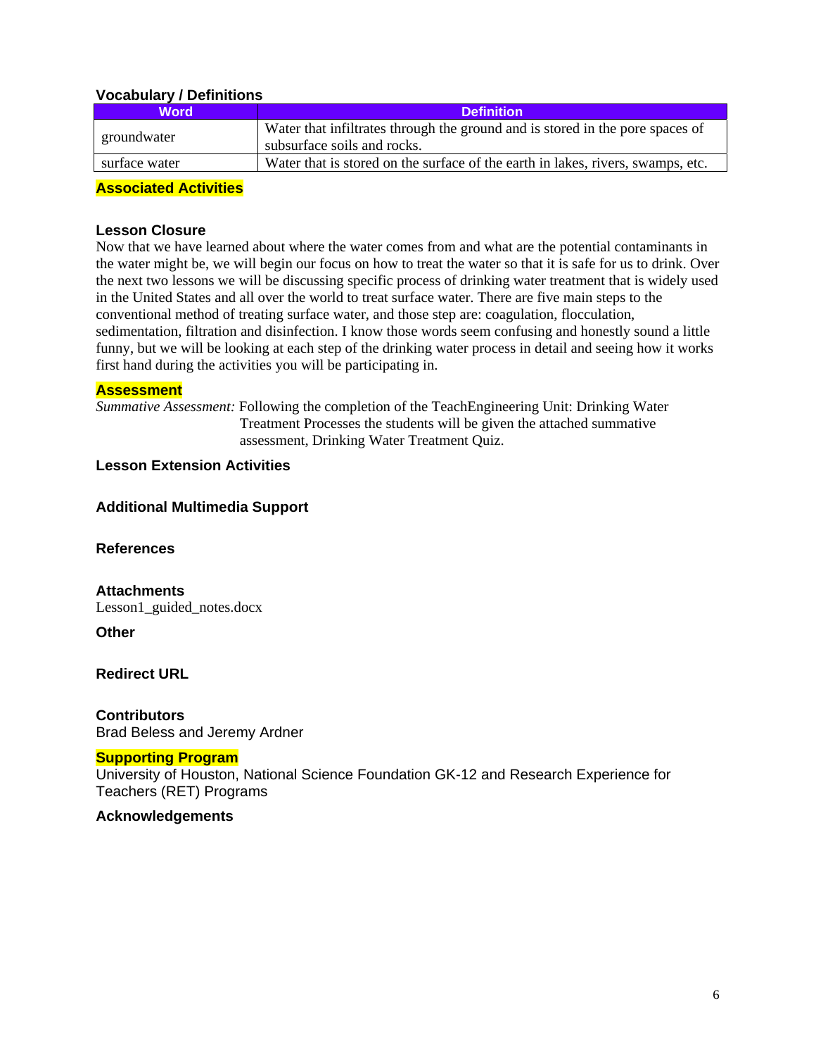### Vocabulary / Definitions

| Word | Definition |
|---|---|
| groundwater | Water that infiltrates through the ground and is stored in the pore spaces of subsurface soils and rocks. |
| surface water | Water that is stored on the surface of the earth in lakes, rivers, swamps, etc. |

### Associated Activities

### Lesson Closure

Now that we have learned about where the water comes from and what are the potential contaminants in the water might be, we will begin our focus on how to treat the water so that it is safe for us to drink. Over the next two lessons we will be discussing specific process of drinking water treatment that is widely used in the United States and all over the world to treat surface water. There are five main steps to the conventional method of treating surface water, and those step are: coagulation, flocculation, sedimentation, filtration and disinfection. I know those words seem confusing and honestly sound a little funny, but we will be looking at each step of the drinking water process in detail and seeing how it works first hand during the activities you will be participating in.

### Assessment

*Summative Assessment:* Following the completion of the TeachEngineering Unit: Drinking Water Treatment Processes the students will be given the attached summative assessment, Drinking Water Treatment Quiz.

### Lesson Extension Activities

### Additional Multimedia Support

### References

### Attachments

Lesson1_guided_notes.docx

### Other

### Redirect URL

### Contributors

Brad Beless and Jeremy Ardner

### Supporting Program

University of Houston, National Science Foundation GK-12 and Research Experience for Teachers (RET) Programs

### Acknowledgements